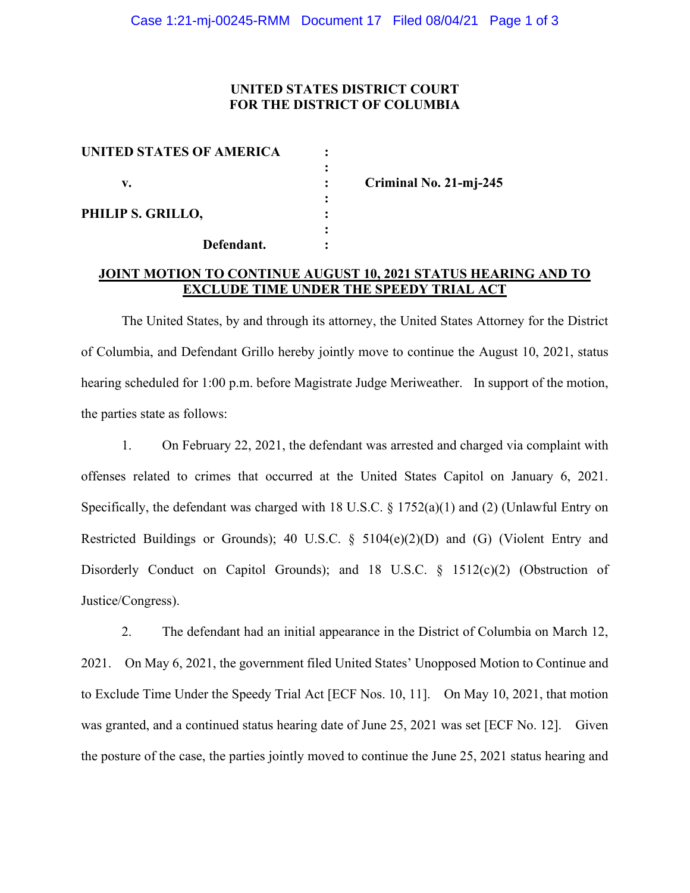**UNITED STATES DISTRICT COURT**
**FOR THE DISTRICT OF COLUMBIA**

| | | |
|---|---|---|
| **UNITED STATES OF AMERICA** | : | |
| | : | |
| **v.** | : | **Criminal No. 21-mj-245** |
| | : | |
| **PHILIP S. GRILLO,** | : | |
| | : | |
| **Defendant.** | : | |

**JOINT MOTION TO CONTINUE AUGUST 10, 2021 STATUS HEARING AND TO EXCLUDE TIME UNDER THE SPEEDY TRIAL ACT**

The United States, by and through its attorney, the United States Attorney for the District of Columbia, and Defendant Grillo hereby jointly move to continue the August 10, 2021, status hearing scheduled for 1:00 p.m. before Magistrate Judge Meriweather. In support of the motion, the parties state as follows:

1. On February 22, 2021, the defendant was arrested and charged via complaint with offenses related to crimes that occurred at the United States Capitol on January 6, 2021. Specifically, the defendant was charged with 18 U.S.C. § 1752(a)(1) and (2) (Unlawful Entry on Restricted Buildings or Grounds); 40 U.S.C. § 5104(e)(2)(D) and (G) (Violent Entry and Disorderly Conduct on Capitol Grounds); and 18 U.S.C. § 1512(c)(2) (Obstruction of Justice/Congress).

2. The defendant had an initial appearance in the District of Columbia on March 12, 2021. On May 6, 2021, the government filed United States' Unopposed Motion to Continue and to Exclude Time Under the Speedy Trial Act [ECF Nos. 10, 11]. On May 10, 2021, that motion was granted, and a continued status hearing date of June 25, 2021 was set [ECF No. 12]. Given the posture of the case, the parties jointly moved to continue the June 25, 2021 status hearing and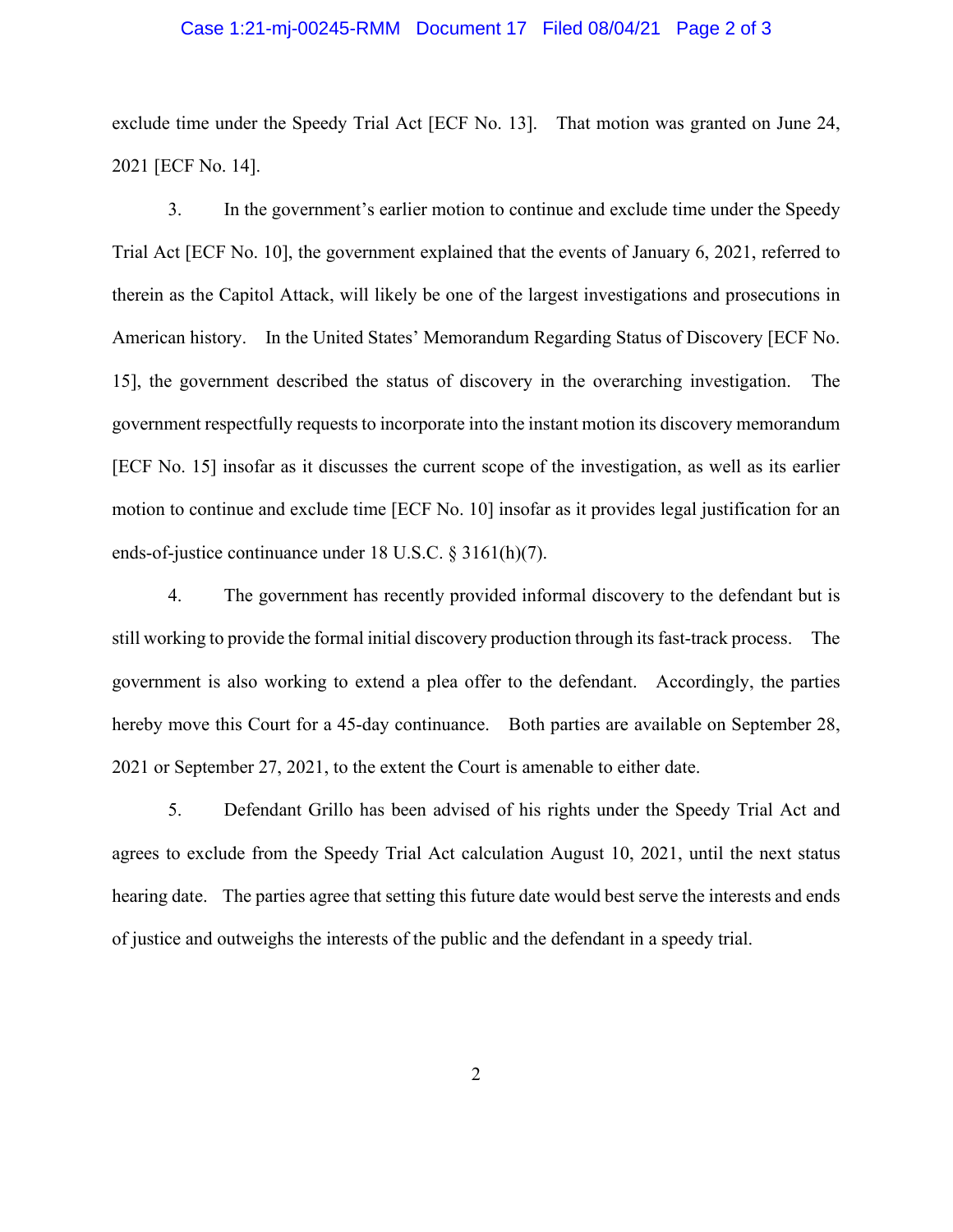exclude time under the Speedy Trial Act [ECF No. 13]. That motion was granted on June 24, 2021 [ECF No. 14].

3. In the government's earlier motion to continue and exclude time under the Speedy Trial Act [ECF No. 10], the government explained that the events of January 6, 2021, referred to therein as the Capitol Attack, will likely be one of the largest investigations and prosecutions in American history. In the United States' Memorandum Regarding Status of Discovery [ECF No. 15], the government described the status of discovery in the overarching investigation. The government respectfully requests to incorporate into the instant motion its discovery memorandum [ECF No. 15] insofar as it discusses the current scope of the investigation, as well as its earlier motion to continue and exclude time [ECF No. 10] insofar as it provides legal justification for an ends-of-justice continuance under 18 U.S.C. § 3161(h)(7).

4. The government has recently provided informal discovery to the defendant but is still working to provide the formal initial discovery production through its fast-track process. The government is also working to extend a plea offer to the defendant. Accordingly, the parties hereby move this Court for a 45-day continuance. Both parties are available on September 28, 2021 or September 27, 2021, to the extent the Court is amenable to either date.

5. Defendant Grillo has been advised of his rights under the Speedy Trial Act and agrees to exclude from the Speedy Trial Act calculation August 10, 2021, until the next status hearing date. The parties agree that setting this future date would best serve the interests and ends of justice and outweighs the interests of the public and the defendant in a speedy trial.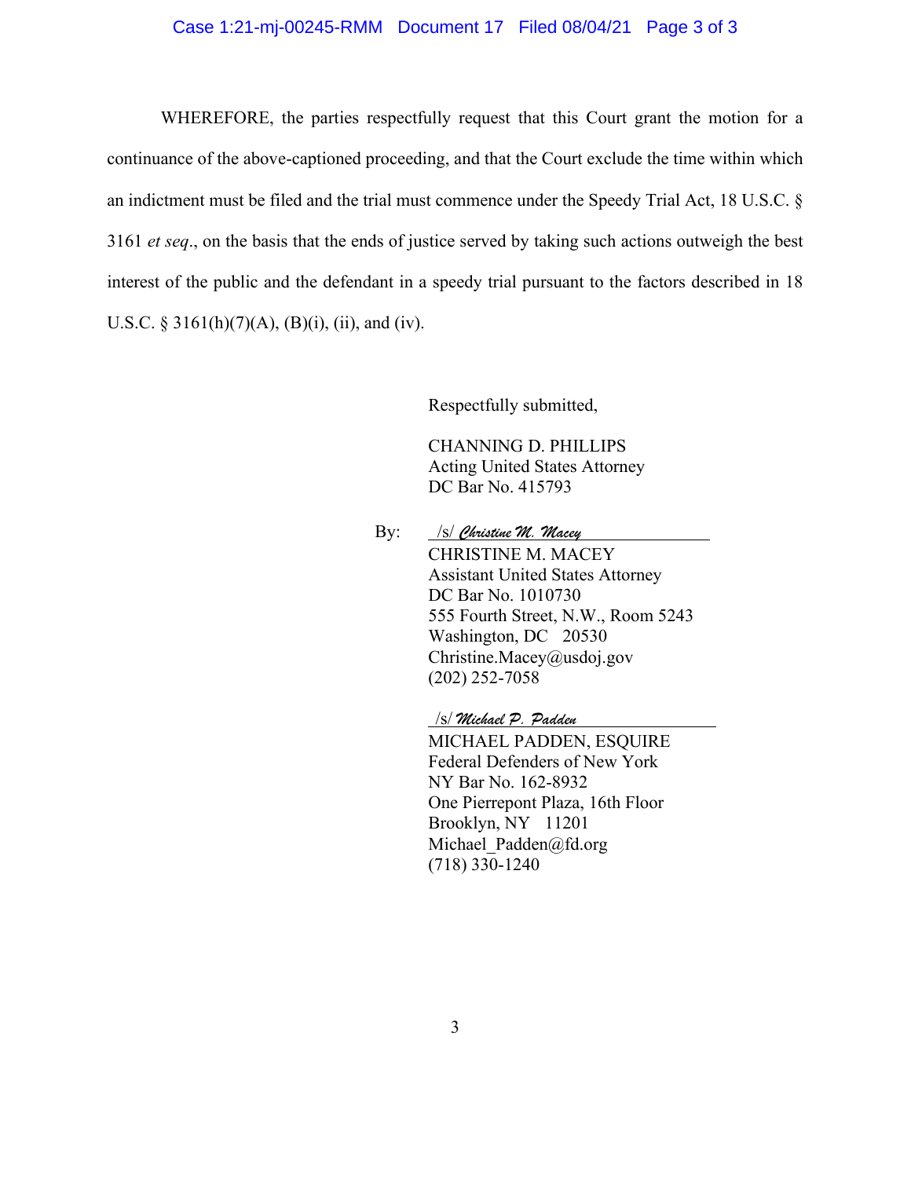WHEREFORE, the parties respectfully request that this Court grant the motion for a continuance of the above-captioned proceeding, and that the Court exclude the time within which an indictment must be filed and the trial must commence under the Speedy Trial Act, 18 U.S.C. § 3161 *et seq*., on the basis that the ends of justice served by taking such actions outweigh the best interest of the public and the defendant in a speedy trial pursuant to the factors described in 18 U.S.C. § 3161(h)(7)(A), (B)(i), (ii), and (iv).

Respectfully submitted,

CHANNING D. PHILLIPS
Acting United States Attorney
DC Bar No. 415793

By: /s/ *Christine M. Macey*
CHRISTINE M. MACEY
Assistant United States Attorney
DC Bar No. 1010730
555 Fourth Street, N.W., Room 5243
Washington, DC 20530
Christine.Macey@usdoj.gov
(202) 252-7058

/s/ *Michael P. Padden*
MICHAEL PADDEN, ESQUIRE
Federal Defenders of New York
NY Bar No. 162-8932
One Pierrepont Plaza, 16th Floor
Brooklyn, NY 11201
Michael_Padden@fd.org
(718) 330-1240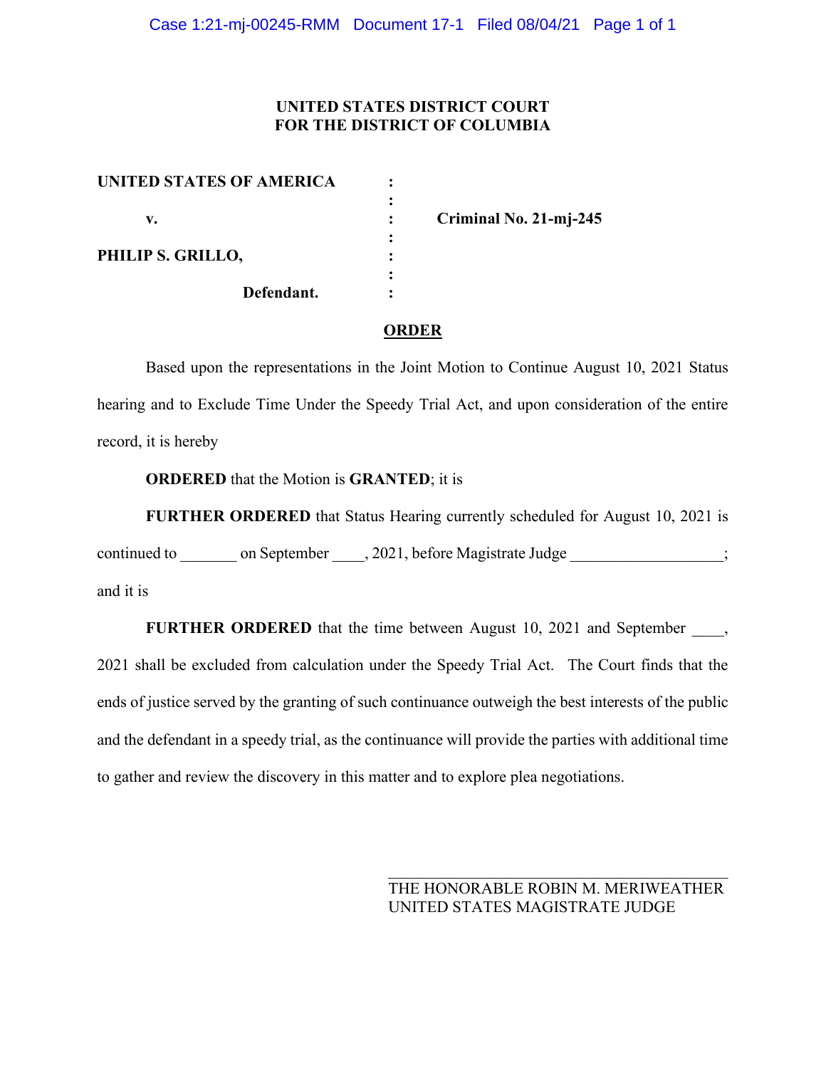**UNITED STATES DISTRICT COURT**
**FOR THE DISTRICT OF COLUMBIA**

| | | |
|---|---|---|
| **UNITED STATES OF AMERICA** | : | |
| | : | |
| **v.** | : | **Criminal No. 21-mj-245** |
| | : | |
| **PHILIP S. GRILLO,** | : | |
| | : | |
| **Defendant.** | : | |

**ORDER**

Based upon the representations in the Joint Motion to Continue August 10, 2021 Status hearing and to Exclude Time Under the Speedy Trial Act, and upon consideration of the entire record, it is hereby

**ORDERED** that the Motion is **GRANTED**; it is

**FURTHER ORDERED** that Status Hearing currently scheduled for August 10, 2021 is continued to _______ on September ____, 2021, before Magistrate Judge __________________; and it is

**FURTHER ORDERED** that the time between August 10, 2021 and September ____, 2021 shall be excluded from calculation under the Speedy Trial Act. The Court finds that the ends of justice served by the granting of such continuance outweigh the best interests of the public and the defendant in a speedy trial, as the continuance will provide the parties with additional time to gather and review the discovery in this matter and to explore plea negotiations.

\_\_\_\_\_\_\_\_\_\_\_\_\_\_\_\_\_\_\_\_\_\_\_\_\_\_\_\_\_\_\_\_\_\_\_\_
THE HONORABLE ROBIN M. MERIWEATHER
UNITED STATES MAGISTRATE JUDGE